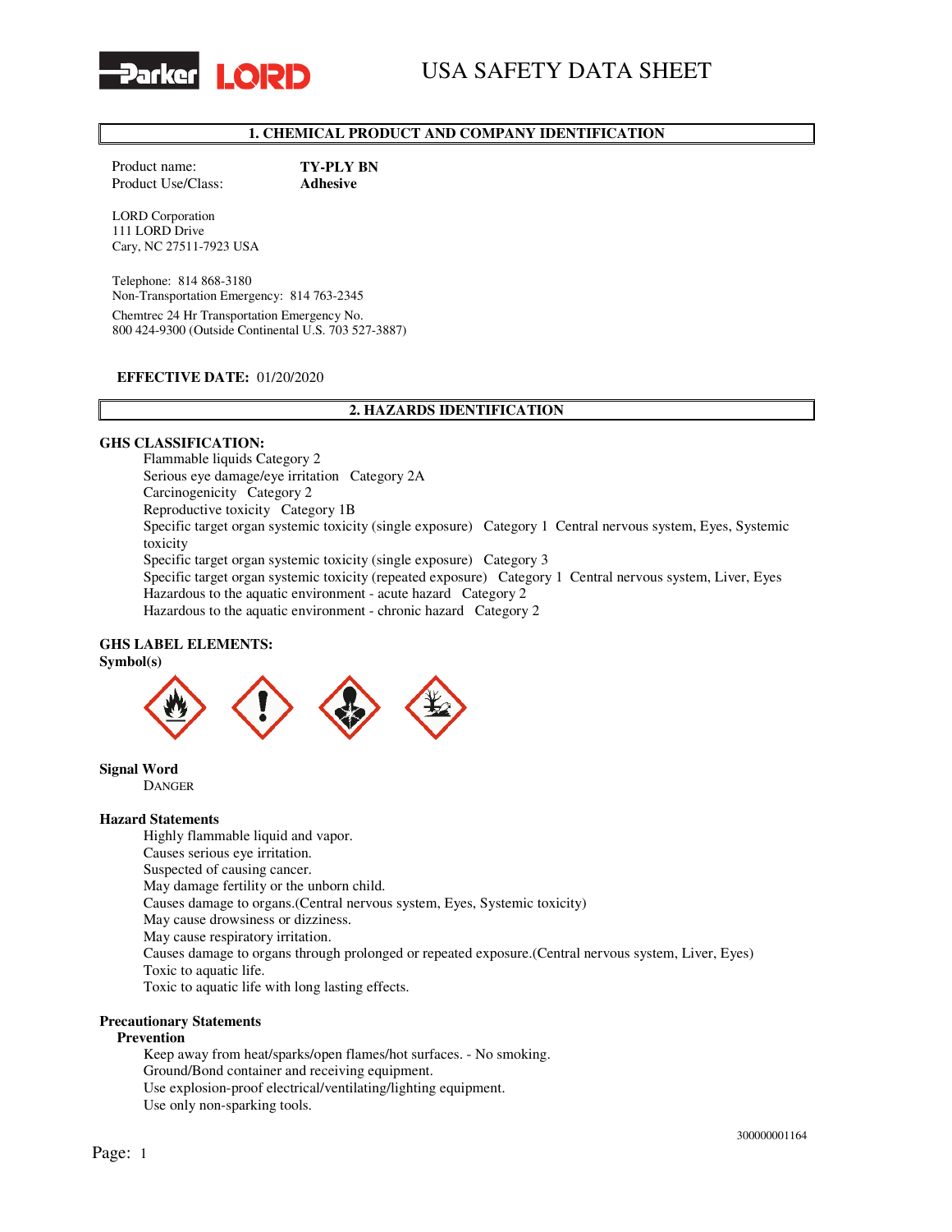# USA SAFETY DATA SHEET

## 1. CHEMICAL PRODUCT AND COMPANY IDENTIFICATION

Product name: **TY-PLY BN**
Product Use/Class: **Adhesive**

LORD Corporation
111 LORD Drive
Cary, NC 27511-7923 USA

Telephone: 814 868-3180
Non-Transportation Emergency: 814 763-2345

Chemtrec 24 Hr Transportation Emergency No.
800 424-9300 (Outside Continental U.S. 703 527-3887)

**EFFECTIVE DATE:** 01/20/2020

## 2. HAZARDS IDENTIFICATION

**GHS CLASSIFICATION:**

Flammable liquids Category 2
Serious eye damage/eye irritation Category 2A
Carcinogenicity Category 2
Reproductive toxicity Category 1B
Specific target organ systemic toxicity (single exposure) Category 1 Central nervous system, Eyes, Systemic toxicity
Specific target organ systemic toxicity (single exposure) Category 3
Specific target organ systemic toxicity (repeated exposure) Category 1 Central nervous system, Liver, Eyes
Hazardous to the aquatic environment - acute hazard Category 2
Hazardous to the aquatic environment - chronic hazard Category 2

**GHS LABEL ELEMENTS:**

**Symbol(s)**

**Signal Word**

DANGER

**Hazard Statements**

Highly flammable liquid and vapor.
Causes serious eye irritation.
Suspected of causing cancer.
May damage fertility or the unborn child.
Causes damage to organs.(Central nervous system, Eyes, Systemic toxicity)
May cause drowsiness or dizziness.
May cause respiratory irritation.
Causes damage to organs through prolonged or repeated exposure.(Central nervous system, Liver, Eyes)
Toxic to aquatic life.
Toxic to aquatic life with long lasting effects.

**Precautionary Statements**

**Prevention**

Keep away from heat/sparks/open flames/hot surfaces. - No smoking.
Ground/Bond container and receiving equipment.
Use explosion-proof electrical/ventilating/lighting equipment.
Use only non-sparking tools.

300000001164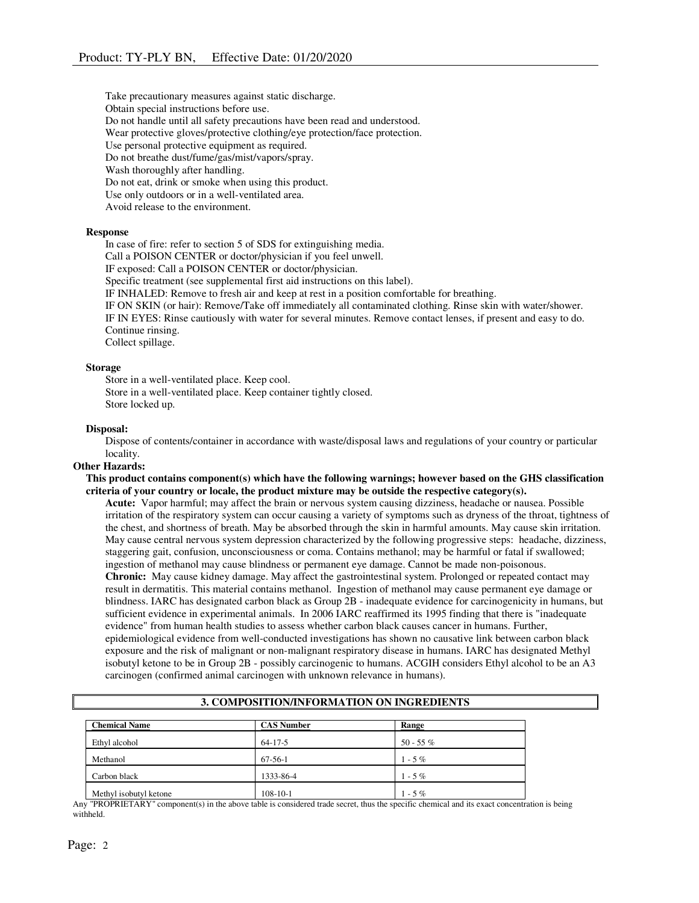Take precautionary measures against static discharge.
Obtain special instructions before use.
Do not handle until all safety precautions have been read and understood.
Wear protective gloves/protective clothing/eye protection/face protection.
Use personal protective equipment as required.
Do not breathe dust/fume/gas/mist/vapors/spray.
Wash thoroughly after handling.
Do not eat, drink or smoke when using this product.
Use only outdoors or in a well-ventilated area.
Avoid release to the environment.

**Response**

In case of fire: refer to section 5 of SDS for extinguishing media.
Call a POISON CENTER or doctor/physician if you feel unwell.
IF exposed: Call a POISON CENTER or doctor/physician.
Specific treatment (see supplemental first aid instructions on this label).
IF INHALED: Remove to fresh air and keep at rest in a position comfortable for breathing.
IF ON SKIN (or hair): Remove/Take off immediately all contaminated clothing. Rinse skin with water/shower.
IF IN EYES: Rinse cautiously with water for several minutes. Remove contact lenses, if present and easy to do. Continue rinsing.
Collect spillage.

**Storage**

Store in a well-ventilated place. Keep cool.
Store in a well-ventilated place. Keep container tightly closed.
Store locked up.

**Disposal:**

Dispose of contents/container in accordance with waste/disposal laws and regulations of your country or particular locality.

**Other Hazards:**

**This product contains component(s) which have the following warnings; however based on the GHS classification criteria of your country or locale, the product mixture may be outside the respective category(s).**

**Acute:** Vapor harmful; may affect the brain or nervous system causing dizziness, headache or nausea. Possible irritation of the respiratory system can occur causing a variety of symptoms such as dryness of the throat, tightness of the chest, and shortness of breath. May be absorbed through the skin in harmful amounts. May cause skin irritation. May cause central nervous system depression characterized by the following progressive steps: headache, dizziness, staggering gait, confusion, unconsciousness or coma. Contains methanol; may be harmful or fatal if swallowed; ingestion of methanol may cause blindness or permanent eye damage. Cannot be made non-poisonous.

**Chronic:** May cause kidney damage. May affect the gastrointestinal system. Prolonged or repeated contact may result in dermatitis. This material contains methanol. Ingestion of methanol may cause permanent eye damage or blindness. IARC has designated carbon black as Group 2B - inadequate evidence for carcinogenicity in humans, but sufficient evidence in experimental animals. In 2006 IARC reaffirmed its 1995 finding that there is "inadequate evidence" from human health studies to assess whether carbon black causes cancer in humans. Further, epidemiological evidence from well-conducted investigations has shown no causative link between carbon black exposure and the risk of malignant or non-malignant respiratory disease in humans. IARC has designated Methyl isobutyl ketone to be in Group 2B - possibly carcinogenic to humans. ACGIH considers Ethyl alcohol to be an A3 carcinogen (confirmed animal carcinogen with unknown relevance in humans).

## 3. COMPOSITION/INFORMATION ON INGREDIENTS

| Chemical Name | CAS Number | Range |
|---|---|---|
| Ethyl alcohol | 64-17-5 | 50 - 55 % |
| Methanol | 67-56-1 | 1 - 5 % |
| Carbon black | 1333-86-4 | 1 - 5 % |
| Methyl isobutyl ketone | 108-10-1 | 1 - 5 % |

Any "PROPRIETARY" component(s) in the above table is considered trade secret, thus the specific chemical and its exact concentration is being withheld.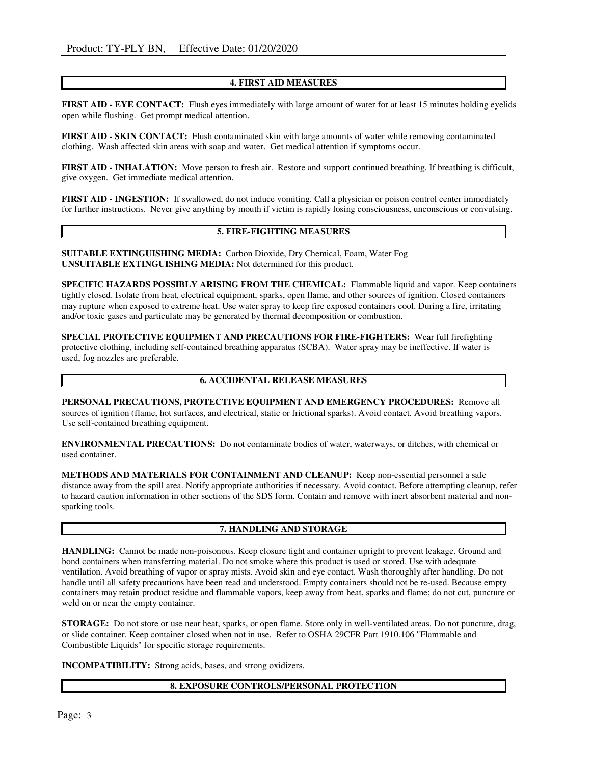## 4. FIRST AID MEASURES

**FIRST AID - EYE CONTACT:** Flush eyes immediately with large amount of water for at least 15 minutes holding eyelids open while flushing. Get prompt medical attention.

**FIRST AID - SKIN CONTACT:** Flush contaminated skin with large amounts of water while removing contaminated clothing. Wash affected skin areas with soap and water. Get medical attention if symptoms occur.

**FIRST AID - INHALATION:** Move person to fresh air. Restore and support continued breathing. If breathing is difficult, give oxygen. Get immediate medical attention.

**FIRST AID - INGESTION:** If swallowed, do not induce vomiting. Call a physician or poison control center immediately for further instructions. Never give anything by mouth if victim is rapidly losing consciousness, unconscious or convulsing.

## 5. FIRE-FIGHTING MEASURES

**SUITABLE EXTINGUISHING MEDIA:** Carbon Dioxide, Dry Chemical, Foam, Water Fog
**UNSUITABLE EXTINGUISHING MEDIA:** Not determined for this product.

**SPECIFIC HAZARDS POSSIBLY ARISING FROM THE CHEMICAL:** Flammable liquid and vapor. Keep containers tightly closed. Isolate from heat, electrical equipment, sparks, open flame, and other sources of ignition. Closed containers may rupture when exposed to extreme heat. Use water spray to keep fire exposed containers cool. During a fire, irritating and/or toxic gases and particulate may be generated by thermal decomposition or combustion.

**SPECIAL PROTECTIVE EQUIPMENT AND PRECAUTIONS FOR FIRE-FIGHTERS:** Wear full firefighting protective clothing, including self-contained breathing apparatus (SCBA). Water spray may be ineffective. If water is used, fog nozzles are preferable.

## 6. ACCIDENTAL RELEASE MEASURES

**PERSONAL PRECAUTIONS, PROTECTIVE EQUIPMENT AND EMERGENCY PROCEDURES:** Remove all sources of ignition (flame, hot surfaces, and electrical, static or frictional sparks). Avoid contact. Avoid breathing vapors. Use self-contained breathing equipment.

**ENVIRONMENTAL PRECAUTIONS:** Do not contaminate bodies of water, waterways, or ditches, with chemical or used container.

**METHODS AND MATERIALS FOR CONTAINMENT AND CLEANUP:** Keep non-essential personnel a safe distance away from the spill area. Notify appropriate authorities if necessary. Avoid contact. Before attempting cleanup, refer to hazard caution information in other sections of the SDS form. Contain and remove with inert absorbent material and non-sparking tools.

## 7. HANDLING AND STORAGE

**HANDLING:** Cannot be made non-poisonous. Keep closure tight and container upright to prevent leakage. Ground and bond containers when transferring material. Do not smoke where this product is used or stored. Use with adequate ventilation. Avoid breathing of vapor or spray mists. Avoid skin and eye contact. Wash thoroughly after handling. Do not handle until all safety precautions have been read and understood. Empty containers should not be re-used. Because empty containers may retain product residue and flammable vapors, keep away from heat, sparks and flame; do not cut, puncture or weld on or near the empty container.

**STORAGE:** Do not store or use near heat, sparks, or open flame. Store only in well-ventilated areas. Do not puncture, drag, or slide container. Keep container closed when not in use. Refer to OSHA 29CFR Part 1910.106 "Flammable and Combustible Liquids" for specific storage requirements.

**INCOMPATIBILITY:** Strong acids, bases, and strong oxidizers.

## 8. EXPOSURE CONTROLS/PERSONAL PROTECTION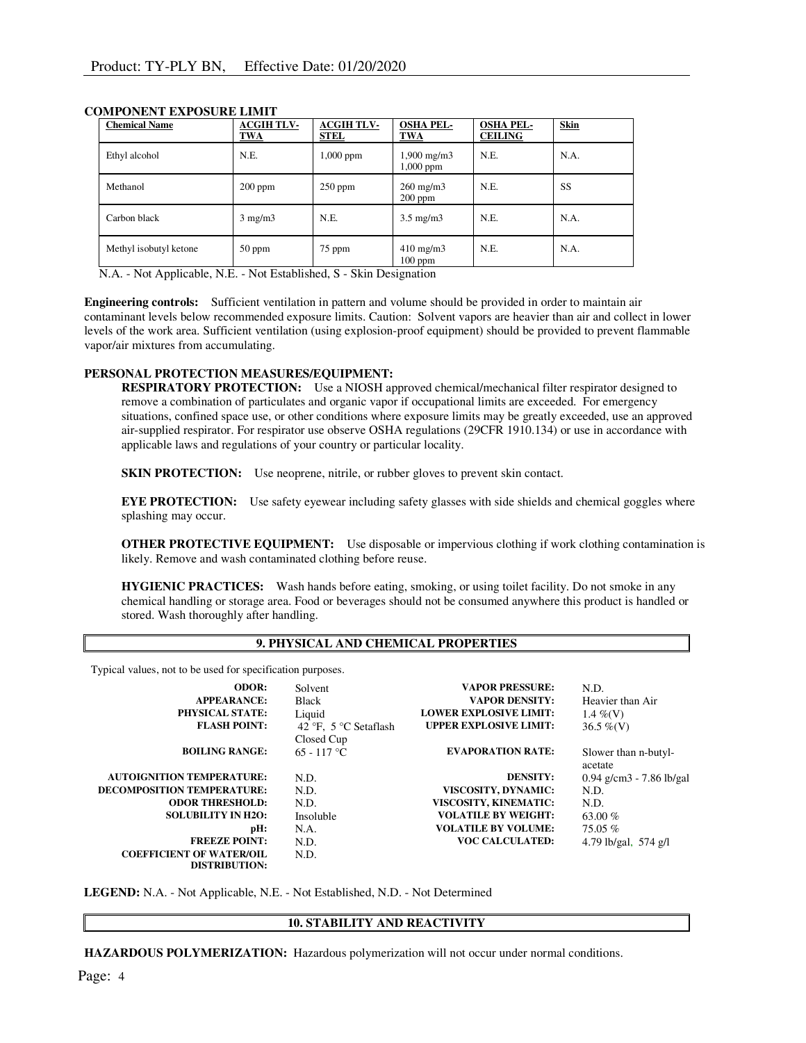**COMPONENT EXPOSURE LIMIT**

| Chemical Name | ACGIH TLV-TWA | ACGIH TLV-STEL | OSHA PEL-TWA | OSHA PEL-CEILING | Skin |
|---|---|---|---|---|---|
| Ethyl alcohol | N.E. | 1,000 ppm | 1,900 mg/m3 1,000 ppm | N.E. | N.A. |
| Methanol | 200 ppm | 250 ppm | 260 mg/m3 200 ppm | N.E. | SS |
| Carbon black | 3 mg/m3 | N.E. | 3.5 mg/m3 | N.E. | N.A. |
| Methyl isobutyl ketone | 50 ppm | 75 ppm | 410 mg/m3 100 ppm | N.E. | N.A. |

N.A. - Not Applicable, N.E. - Not Established, S - Skin Designation

**Engineering controls:** Sufficient ventilation in pattern and volume should be provided in order to maintain air contaminant levels below recommended exposure limits. Caution: Solvent vapors are heavier than air and collect in lower levels of the work area. Sufficient ventilation (using explosion-proof equipment) should be provided to prevent flammable vapor/air mixtures from accumulating.

**PERSONAL PROTECTION MEASURES/EQUIPMENT:**

**RESPIRATORY PROTECTION:** Use a NIOSH approved chemical/mechanical filter respirator designed to remove a combination of particulates and organic vapor if occupational limits are exceeded. For emergency situations, confined space use, or other conditions where exposure limits may be greatly exceeded, use an approved air-supplied respirator. For respirator use observe OSHA regulations (29CFR 1910.134) or use in accordance with applicable laws and regulations of your country or particular locality.

**SKIN PROTECTION:** Use neoprene, nitrile, or rubber gloves to prevent skin contact.

**EYE PROTECTION:** Use safety eyewear including safety glasses with side shields and chemical goggles where splashing may occur.

**OTHER PROTECTIVE EQUIPMENT:** Use disposable or impervious clothing if work clothing contamination is likely. Remove and wash contaminated clothing before reuse.

**HYGIENIC PRACTICES:** Wash hands before eating, smoking, or using toilet facility. Do not smoke in any chemical handling or storage area. Food or beverages should not be consumed anywhere this product is handled or stored. Wash thoroughly after handling.

## 9. PHYSICAL AND CHEMICAL PROPERTIES

Typical values, not to be used for specification purposes.

| Property | Value | Property | Value |
|---|---|---|---|
| **ODOR:** | Solvent | **VAPOR PRESSURE:** | N.D. |
| **APPEARANCE:** | Black | **VAPOR DENSITY:** | Heavier than Air |
| **PHYSICAL STATE:** | Liquid | **LOWER EXPLOSIVE LIMIT:** | 1.4 %(V) |
| **FLASH POINT:** | 42 °F, 5 °C Setaflash Closed Cup | **UPPER EXPLOSIVE LIMIT:** | 36.5 %(V) |
| **BOILING RANGE:** | 65 - 117 °C | **EVAPORATION RATE:** | Slower than n-butyl-acetate |
| **AUTOIGNITION TEMPERATURE:** | N.D. | **DENSITY:** | 0.94 g/cm3 - 7.86 lb/gal |
| **DECOMPOSITION TEMPERATURE:** | N.D. | **VISCOSITY, DYNAMIC:** | N.D. |
| **ODOR THRESHOLD:** | N.D. | **VISCOSITY, KINEMATIC:** | N.D. |
| **SOLUBILITY IN H2O:** | Insoluble | **VOLATILE BY WEIGHT:** | 63.00 % |
| **pH:** | N.A. | **VOLATILE BY VOLUME:** | 75.05 % |
| **FREEZE POINT:** | N.D. | **VOC CALCULATED:** | 4.79 lb/gal, 574 g/l |
| **COEFFICIENT OF WATER/OIL DISTRIBUTION:** | N.D. | | |

**LEGEND:** N.A. - Not Applicable, N.E. - Not Established, N.D. - Not Determined

## 10. STABILITY AND REACTIVITY

**HAZARDOUS POLYMERIZATION:** Hazardous polymerization will not occur under normal conditions.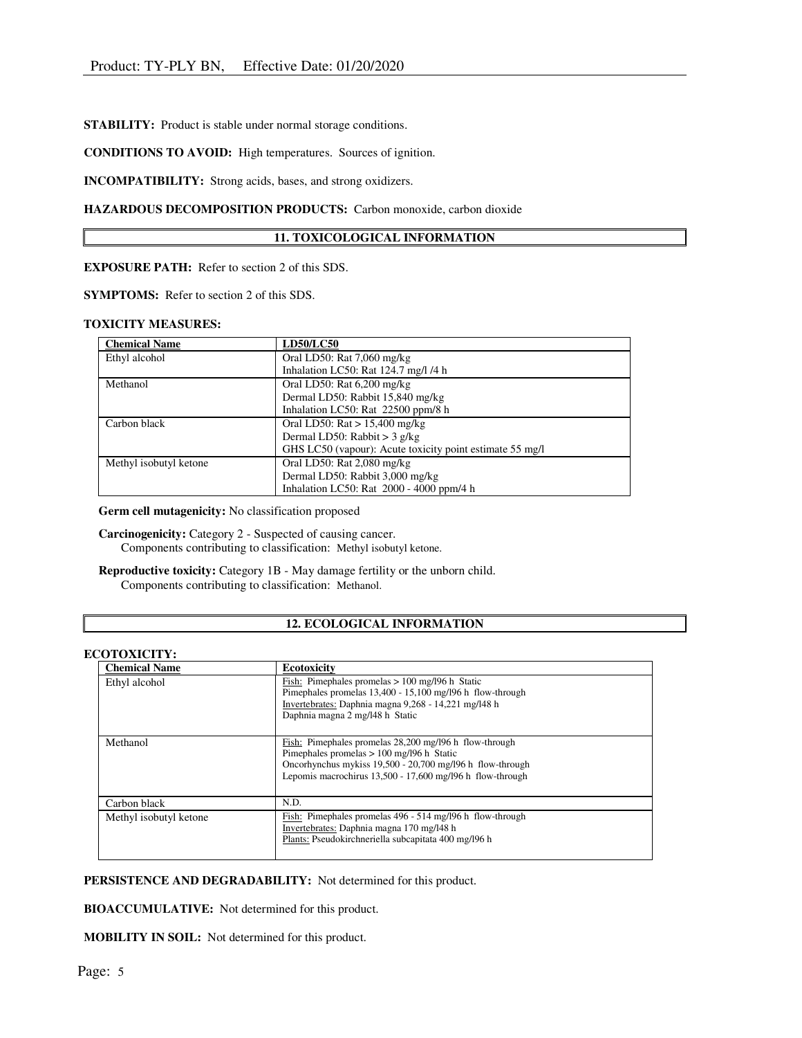**STABILITY:** Product is stable under normal storage conditions.

**CONDITIONS TO AVOID:** High temperatures. Sources of ignition.

**INCOMPATIBILITY:** Strong acids, bases, and strong oxidizers.

**HAZARDOUS DECOMPOSITION PRODUCTS:** Carbon monoxide, carbon dioxide

## 11. TOXICOLOGICAL INFORMATION

**EXPOSURE PATH:** Refer to section 2 of this SDS.

**SYMPTOMS:** Refer to section 2 of this SDS.

**TOXICITY MEASURES:**

| Chemical Name | LD50/LC50 |
|---|---|
| Ethyl alcohol | Oral LD50: Rat 7,060 mg/kg<br>Inhalation LC50: Rat 124.7 mg/l /4 h |
| Methanol | Oral LD50: Rat 6,200 mg/kg<br>Dermal LD50: Rabbit 15,840 mg/kg<br>Inhalation LC50: Rat 22500 ppm/8 h |
| Carbon black | Oral LD50: Rat > 15,400 mg/kg<br>Dermal LD50: Rabbit > 3 g/kg<br>GHS LC50 (vapour): Acute toxicity point estimate 55 mg/l |
| Methyl isobutyl ketone | Oral LD50: Rat 2,080 mg/kg<br>Dermal LD50: Rabbit 3,000 mg/kg<br>Inhalation LC50: Rat 2000 - 4000 ppm/4 h |

**Germ cell mutagenicity:** No classification proposed

**Carcinogenicity:** Category 2 - Suspected of causing cancer.
Components contributing to classification: Methyl isobutyl ketone.

**Reproductive toxicity:** Category 1B - May damage fertility or the unborn child.
Components contributing to classification: Methanol.

## 12. ECOLOGICAL INFORMATION

**ECOTOXICITY:**

| Chemical Name | Ecotoxicity |
|---|---|
| Ethyl alcohol | Fish: Pimephales promelas > 100 mg/l96 h Static<br>Pimephales promelas 13,400 - 15,100 mg/l96 h flow-through<br>Invertebrates: Daphnia magna 9,268 - 14,221 mg/l48 h<br>Daphnia magna 2 mg/l48 h Static |
| Methanol | Fish: Pimephales promelas 28,200 mg/l96 h flow-through<br>Pimephales promelas > 100 mg/l96 h Static<br>Oncorhynchus mykiss 19,500 - 20,700 mg/l96 h flow-through<br>Lepomis macrochirus 13,500 - 17,600 mg/l96 h flow-through |
| Carbon black | N.D. |
| Methyl isobutyl ketone | Fish: Pimephales promelas 496 - 514 mg/l96 h flow-through<br>Invertebrates: Daphnia magna 170 mg/l48 h<br>Plants: Pseudokirchneriella subcapitata 400 mg/l96 h |

**PERSISTENCE AND DEGRADABILITY:** Not determined for this product.

**BIOACCUMULATIVE:** Not determined for this product.

**MOBILITY IN SOIL:** Not determined for this product.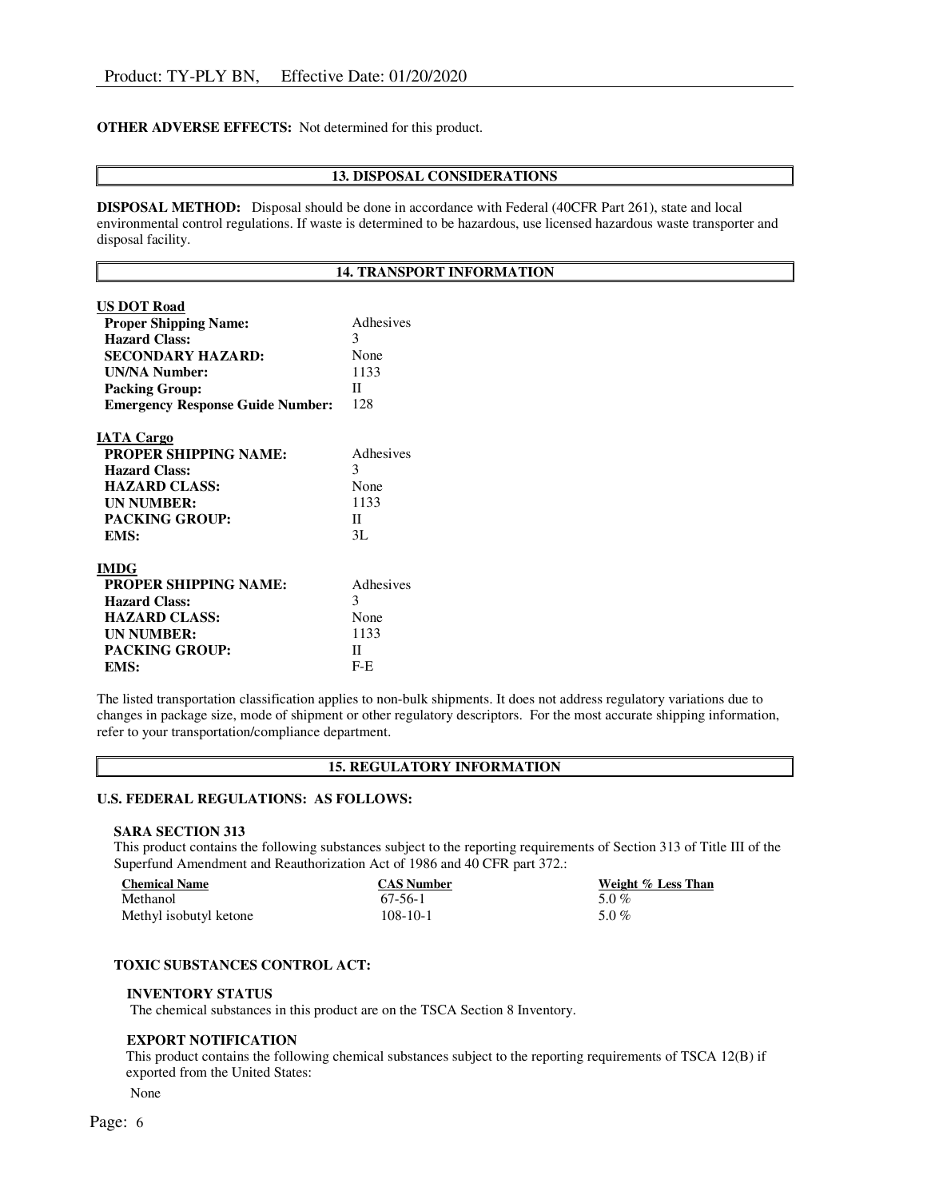**OTHER ADVERSE EFFECTS:** Not determined for this product.

## 13. DISPOSAL CONSIDERATIONS

**DISPOSAL METHOD:** Disposal should be done in accordance with Federal (40CFR Part 261), state and local environmental control regulations. If waste is determined to be hazardous, use licensed hazardous waste transporter and disposal facility.

## 14. TRANSPORT INFORMATION

**US DOT Road**

| | |
|---|---|
| **Proper Shipping Name:** | Adhesives |
| **Hazard Class:** | 3 |
| **SECONDARY HAZARD:** | None |
| **UN/NA Number:** | 1133 |
| **Packing Group:** | II |
| **Emergency Response Guide Number:** | 128 |

**IATA Cargo**

| | |
|---|---|
| **PROPER SHIPPING NAME:** | Adhesives |
| **Hazard Class:** | 3 |
| **HAZARD CLASS:** | None |
| **UN NUMBER:** | 1133 |
| **PACKING GROUP:** | II |
| **EMS:** | 3L |

**IMDG**

| | |
|---|---|
| **PROPER SHIPPING NAME:** | Adhesives |
| **Hazard Class:** | 3 |
| **HAZARD CLASS:** | None |
| **UN NUMBER:** | 1133 |
| **PACKING GROUP:** | II |
| **EMS:** | F-E |

The listed transportation classification applies to non-bulk shipments. It does not address regulatory variations due to changes in package size, mode of shipment or other regulatory descriptors. For the most accurate shipping information, refer to your transportation/compliance department.

## 15. REGULATORY INFORMATION

**U.S. FEDERAL REGULATIONS: AS FOLLOWS:**

**SARA SECTION 313**

This product contains the following substances subject to the reporting requirements of Section 313 of Title III of the Superfund Amendment and Reauthorization Act of 1986 and 40 CFR part 372.:

| Chemical Name | CAS Number | Weight % Less Than |
|---|---|---|
| Methanol | 67-56-1 | 5.0 % |
| Methyl isobutyl ketone | 108-10-1 | 5.0 % |

**TOXIC SUBSTANCES CONTROL ACT:**

**INVENTORY STATUS**

The chemical substances in this product are on the TSCA Section 8 Inventory.

**EXPORT NOTIFICATION**

This product contains the following chemical substances subject to the reporting requirements of TSCA 12(B) if exported from the United States:

None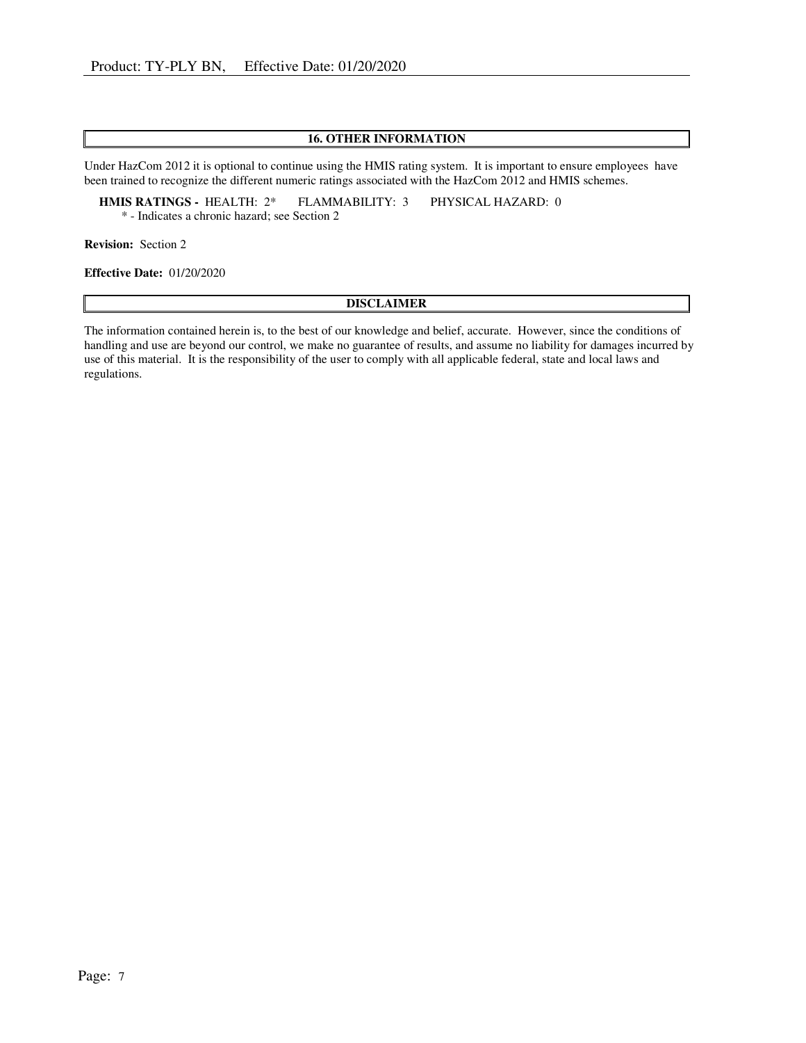## 16. OTHER INFORMATION

Under HazCom 2012 it is optional to continue using the HMIS rating system. It is important to ensure employees have been trained to recognize the different numeric ratings associated with the HazCom 2012 and HMIS schemes.

**HMIS RATINGS -** HEALTH: 2* FLAMMABILITY: 3 PHYSICAL HAZARD: 0
* - Indicates a chronic hazard; see Section 2

**Revision:** Section 2

**Effective Date:** 01/20/2020

## DISCLAIMER

The information contained herein is, to the best of our knowledge and belief, accurate. However, since the conditions of handling and use are beyond our control, we make no guarantee of results, and assume no liability for damages incurred by use of this material. It is the responsibility of the user to comply with all applicable federal, state and local laws and regulations.